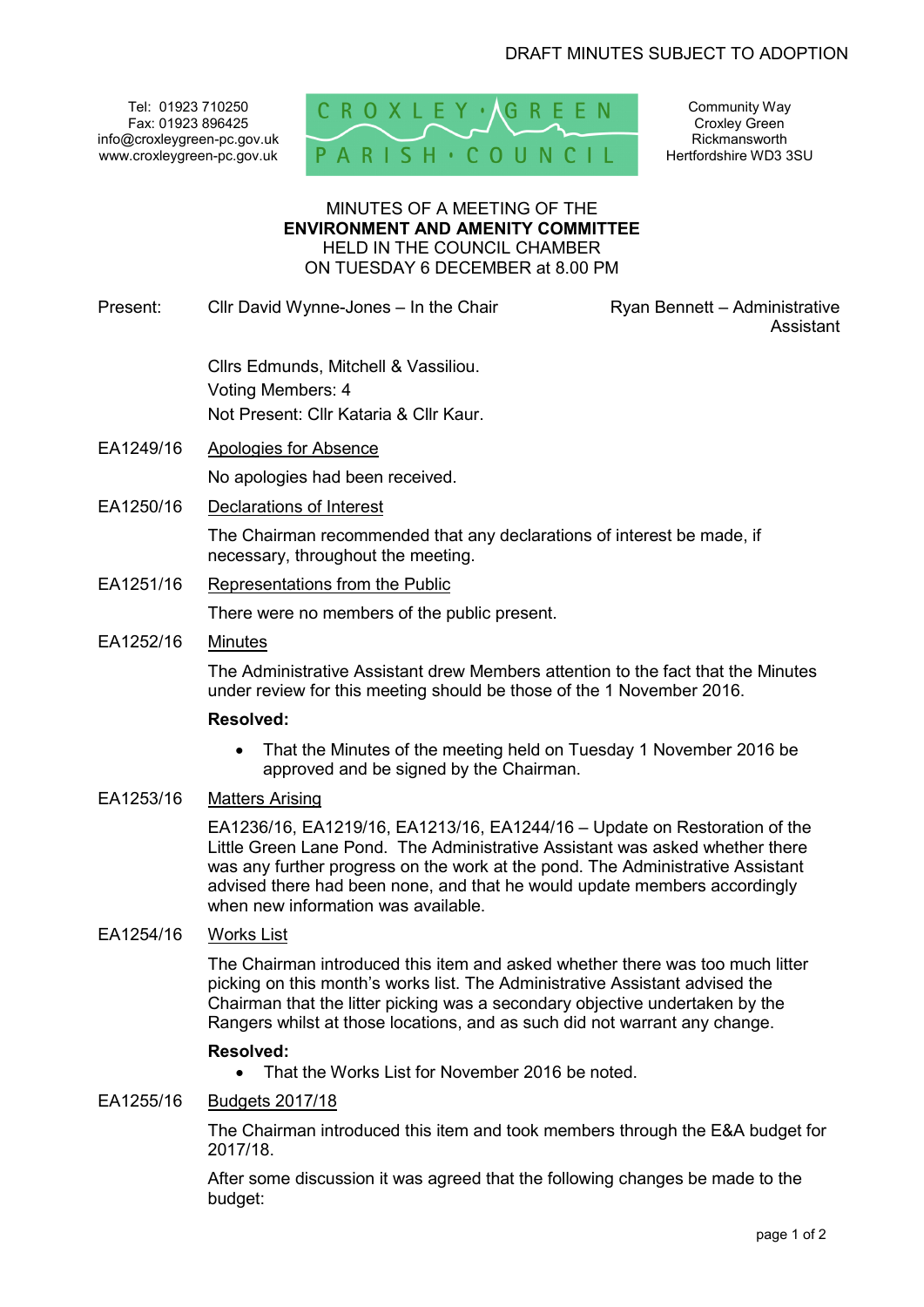DRAFT MINUTES SUBJECT TO ADOPTION

Tel: 01923 710250
Fax: 01923 896425
info@croxleygreen-pc.gov.uk
www.croxleygreen-pc.gov.uk

CROXLEY GREEN PARISH COUNCIL

Community Way
Croxley Green
Rickmansworth
Hertfordshire WD3 3SU

MINUTES OF A MEETING OF THE
**ENVIRONMENT AND AMENITY COMMITTEE**
HELD IN THE COUNCIL CHAMBER
ON TUESDAY 6 DECEMBER at 8.00 PM

Present: Cllr David Wynne-Jones – In the Chair | Ryan Bennett – Administrative Assistant

Cllrs Edmunds, Mitchell & Vassiliou.
Voting Members: 4
Not Present: Cllr Kataria & Cllr Kaur.

EA1249/16 Apologies for Absence

No apologies had been received.

EA1250/16 Declarations of Interest

The Chairman recommended that any declarations of interest be made, if necessary, throughout the meeting.

EA1251/16 Representations from the Public

There were no members of the public present.

EA1252/16 Minutes

The Administrative Assistant drew Members attention to the fact that the Minutes under review for this meeting should be those of the 1 November 2016.

**Resolved:**

- That the Minutes of the meeting held on Tuesday 1 November 2016 be approved and be signed by the Chairman.

EA1253/16 Matters Arising

EA1236/16, EA1219/16, EA1213/16, EA1244/16 – Update on Restoration of the Little Green Lane Pond. The Administrative Assistant was asked whether there was any further progress on the work at the pond. The Administrative Assistant advised there had been none, and that he would update members accordingly when new information was available.

EA1254/16 Works List

The Chairman introduced this item and asked whether there was too much litter picking on this month's works list. The Administrative Assistant advised the Chairman that the litter picking was a secondary objective undertaken by the Rangers whilst at those locations, and as such did not warrant any change.

**Resolved:**

- That the Works List for November 2016 be noted.

EA1255/16 Budgets 2017/18

The Chairman introduced this item and took members through the E&A budget for 2017/18.

After some discussion it was agreed that the following changes be made to the budget: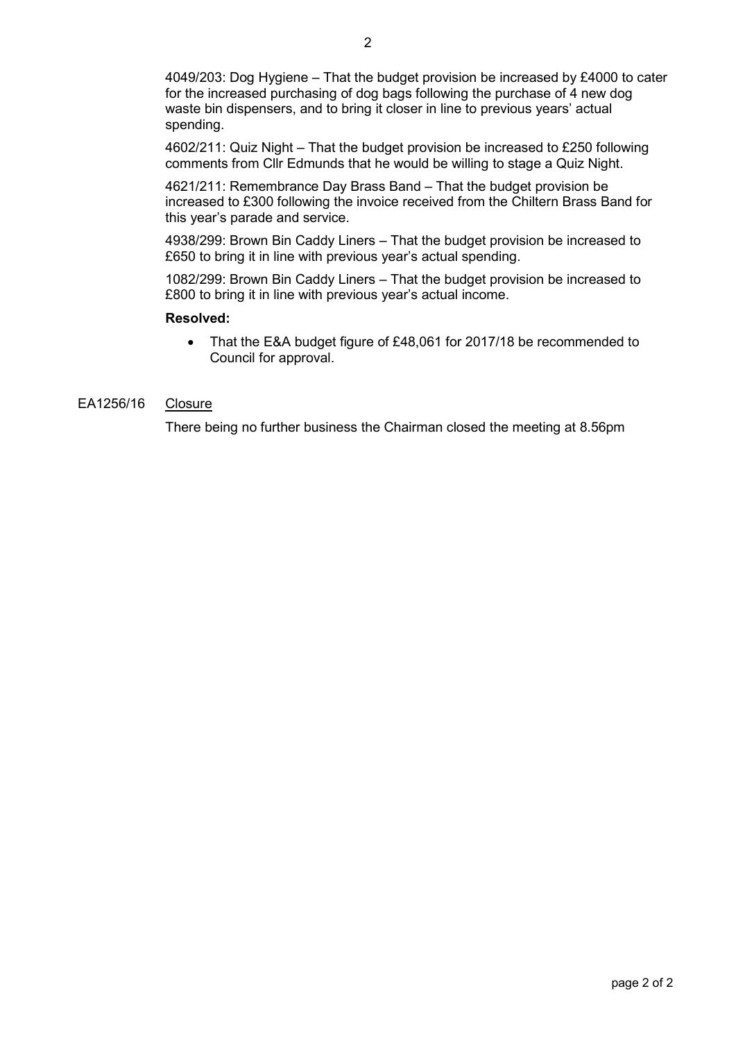4049/203: Dog Hygiene – That the budget provision be increased by £4000 to cater for the increased purchasing of dog bags following the purchase of 4 new dog waste bin dispensers, and to bring it closer in line to previous years' actual spending.

4602/211: Quiz Night – That the budget provision be increased to £250 following comments from Cllr Edmunds that he would be willing to stage a Quiz Night.

4621/211: Remembrance Day Brass Band – That the budget provision be increased to £300 following the invoice received from the Chiltern Brass Band for this year's parade and service.

4938/299: Brown Bin Caddy Liners – That the budget provision be increased to £650 to bring it in line with previous year's actual spending.

1082/299: Brown Bin Caddy Liners – That the budget provision be increased to £800 to bring it in line with previous year's actual income.

**Resolved:**

- That the E&A budget figure of £48,061 for 2017/18 be recommended to Council for approval.

EA1256/16 Closure

There being no further business the Chairman closed the meeting at 8.56pm